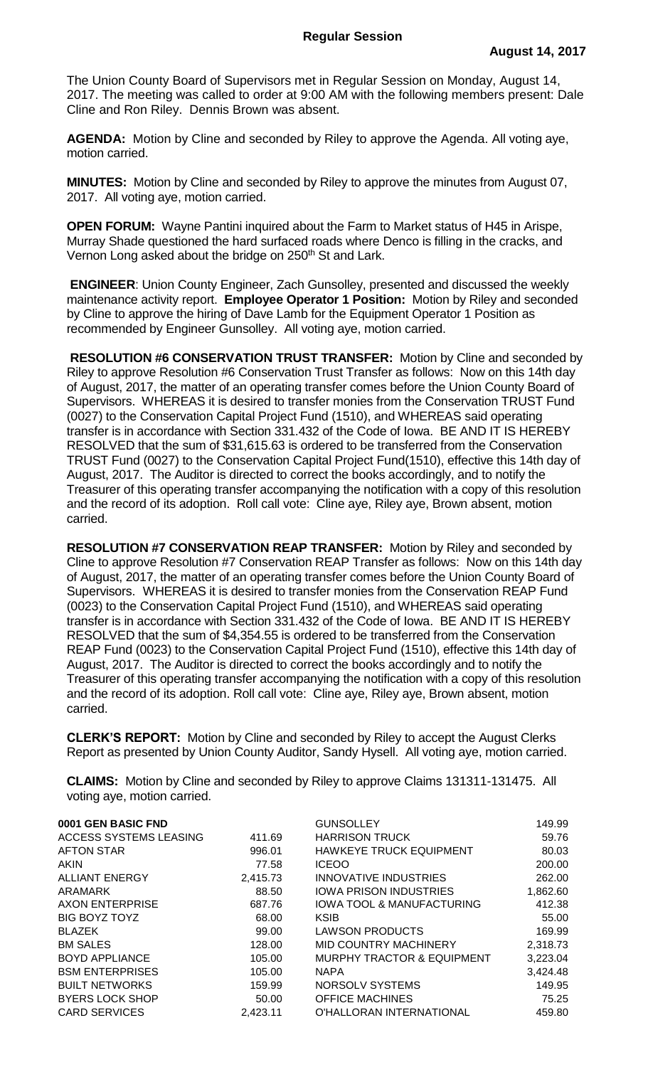## Regular Session

**August 14, 2017**

The Union County Board of Supervisors met in Regular Session on Monday, August 14, 2017. The meeting was called to order at 9:00 AM with the following members present: Dale Cline and Ron Riley. Dennis Brown was absent.

**AGENDA:** Motion by Cline and seconded by Riley to approve the Agenda. All voting aye, motion carried.

**MINUTES:** Motion by Cline and seconded by Riley to approve the minutes from August 07, 2017. All voting aye, motion carried.

**OPEN FORUM:** Wayne Pantini inquired about the Farm to Market status of H45 in Arispe, Murray Shade questioned the hard surfaced roads where Denco is filling in the cracks, and Vernon Long asked about the bridge on 250th St and Lark.

**ENGINEER**: Union County Engineer, Zach Gunsolley, presented and discussed the weekly maintenance activity report. **Employee Operator 1 Position:** Motion by Riley and seconded by Cline to approve the hiring of Dave Lamb for the Equipment Operator 1 Position as recommended by Engineer Gunsolley. All voting aye, motion carried.

**RESOLUTION #6 CONSERVATION TRUST TRANSFER:** Motion by Cline and seconded by Riley to approve Resolution #6 Conservation Trust Transfer as follows: Now on this 14th day of August, 2017, the matter of an operating transfer comes before the Union County Board of Supervisors. WHEREAS it is desired to transfer monies from the Conservation TRUST Fund (0027) to the Conservation Capital Project Fund (1510), and WHEREAS said operating transfer is in accordance with Section 331.432 of the Code of Iowa. BE AND IT IS HEREBY RESOLVED that the sum of $31,615.63 is ordered to be transferred from the Conservation TRUST Fund (0027) to the Conservation Capital Project Fund(1510), effective this 14th day of August, 2017. The Auditor is directed to correct the books accordingly, and to notify the Treasurer of this operating transfer accompanying the notification with a copy of this resolution and the record of its adoption. Roll call vote: Cline aye, Riley aye, Brown absent, motion carried.

**RESOLUTION #7 CONSERVATION REAP TRANSFER:** Motion by Riley and seconded by Cline to approve Resolution #7 Conservation REAP Transfer as follows: Now on this 14th day of August, 2017, the matter of an operating transfer comes before the Union County Board of Supervisors. WHEREAS it is desired to transfer monies from the Conservation REAP Fund (0023) to the Conservation Capital Project Fund (1510), and WHEREAS said operating transfer is in accordance with Section 331.432 of the Code of Iowa. BE AND IT IS HEREBY RESOLVED that the sum of $4,354.55 is ordered to be transferred from the Conservation REAP Fund (0023) to the Conservation Capital Project Fund (1510), effective this 14th day of August, 2017. The Auditor is directed to correct the books accordingly and to notify the Treasurer of this operating transfer accompanying the notification with a copy of this resolution and the record of its adoption. Roll call vote: Cline aye, Riley aye, Brown absent, motion carried.

**CLERK'S REPORT:** Motion by Cline and seconded by Riley to accept the August Clerks Report as presented by Union County Auditor, Sandy Hysell. All voting aye, motion carried.

**CLAIMS:** Motion by Cline and seconded by Riley to approve Claims 131311-131475. All voting aye, motion carried.

| **0001 GEN BASIC FND** | |
|---|---|
| ACCESS SYSTEMS LEASING | 411.69 |
| AFTON STAR | 996.01 |
| AKIN | 77.58 |
| ALLIANT ENERGY | 2,415.73 |
| ARAMARK | 88.50 |
| AXON ENTERPRISE | 687.76 |
| BIG BOYZ TOYZ | 68.00 |
| BLAZEK | 99.00 |
| BM SALES | 128.00 |
| BOYD APPLIANCE | 105.00 |
| BSM ENTERPRISES | 105.00 |
| BUILT NETWORKS | 159.99 |
| BYERS LOCK SHOP | 50.00 |
| CARD SERVICES | 2,423.11 |
| GUNSOLLEY | 149.99 |
| HARRISON TRUCK | 59.76 |
| HAWKEYE TRUCK EQUIPMENT | 80.03 |
| ICEOO | 200.00 |
| INNOVATIVE INDUSTRIES | 262.00 |
| IOWA PRISON INDUSTRIES | 1,862.60 |
| IOWA TOOL & MANUFACTURING | 412.38 |
| KSIB | 55.00 |
| LAWSON PRODUCTS | 169.99 |
| MID COUNTRY MACHINERY | 2,318.73 |
| MURPHY TRACTOR & EQUIPMENT | 3,223.04 |
| NAPA | 3,424.48 |
| NORSOLV SYSTEMS | 149.95 |
| OFFICE MACHINES | 75.25 |
| O'HALLORAN INTERNATIONAL | 459.80 |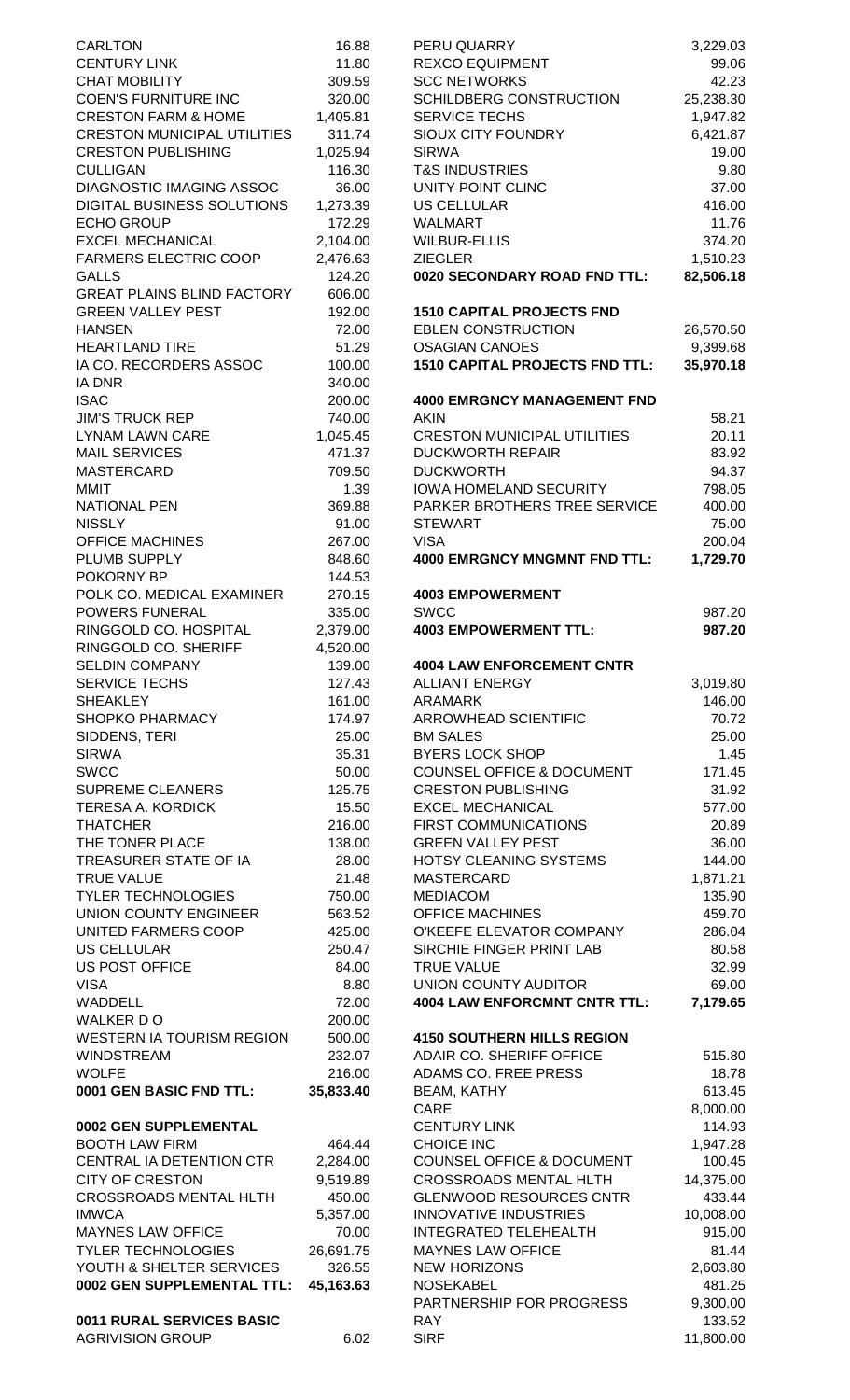| Vendor | Amount |
|---|---|
| CARLTON | 16.88 |
| CENTURY LINK | 11.80 |
| CHAT MOBILITY | 309.59 |
| COEN'S FURNITURE INC | 320.00 |
| CRESTON FARM & HOME | 1,405.81 |
| CRESTON MUNICIPAL UTILITIES | 311.74 |
| CRESTON PUBLISHING | 1,025.94 |
| CULLIGAN | 116.30 |
| DIAGNOSTIC IMAGING ASSOC | 36.00 |
| DIGITAL BUSINESS SOLUTIONS | 1,273.39 |
| ECHO GROUP | 172.29 |
| EXCEL MECHANICAL | 2,104.00 |
| FARMERS ELECTRIC COOP | 2,476.63 |
| GALLS | 124.20 |
| GREAT PLAINS BLIND FACTORY | 606.00 |
| GREEN VALLEY PEST | 192.00 |
| HANSEN | 72.00 |
| HEARTLAND TIRE | 51.29 |
| IA CO. RECORDERS ASSOC | 100.00 |
| IA DNR | 340.00 |
| ISAC | 200.00 |
| JIM'S TRUCK REP | 740.00 |
| LYNAM LAWN CARE | 1,045.45 |
| MAIL SERVICES | 471.37 |
| MASTERCARD | 709.50 |
| MMIT | 1.39 |
| NATIONAL PEN | 369.88 |
| NISSLY | 91.00 |
| OFFICE MACHINES | 267.00 |
| PLUMB SUPPLY | 848.60 |
| POKORNY BP | 144.53 |
| POLK CO. MEDICAL EXAMINER | 270.15 |
| POWERS FUNERAL | 335.00 |
| RINGGOLD CO. HOSPITAL | 2,379.00 |
| RINGGOLD CO. SHERIFF | 4,520.00 |
| SELDIN COMPANY | 139.00 |
| SERVICE TECHS | 127.43 |
| SHEAKLEY | 161.00 |
| SHOPKO PHARMACY | 174.97 |
| SIDDENS, TERI | 25.00 |
| SIRWA | 35.31 |
| SWCC | 50.00 |
| SUPREME CLEANERS | 125.75 |
| TERESA A. KORDICK | 15.50 |
| THATCHER | 216.00 |
| THE TONER PLACE | 138.00 |
| TREASURER STATE OF IA | 28.00 |
| TRUE VALUE | 21.48 |
| TYLER TECHNOLOGIES | 750.00 |
| UNION COUNTY ENGINEER | 563.52 |
| UNITED FARMERS COOP | 425.00 |
| US CELLULAR | 250.47 |
| US POST OFFICE | 84.00 |
| VISA | 8.80 |
| WADDELL | 72.00 |
| WALKER D O | 200.00 |
| WESTERN IA TOURISM REGION | 500.00 |
| WINDSTREAM | 232.07 |
| WOLFE | 216.00 |
| **0001 GEN BASIC FND TTL:** | **35,833.40** |

**0002 GEN SUPPLEMENTAL**

| Vendor | Amount |
|---|---|
| BOOTH LAW FIRM | 464.44 |
| CENTRAL IA DETENTION CTR | 2,284.00 |
| CITY OF CRESTON | 9,519.89 |
| CROSSROADS MENTAL HLTH | 450.00 |
| IMWCA | 5,357.00 |
| MAYNES LAW OFFICE | 70.00 |
| TYLER TECHNOLOGIES | 26,691.75 |
| YOUTH & SHELTER SERVICES | 326.55 |
| **0002 GEN SUPPLEMENTAL TTL:** | **45,163.63** |

**0011 RURAL SERVICES BASIC**

| Vendor | Amount |
|---|---|
| AGRIVISION GROUP | 6.02 |
| PERU QUARRY | 3,229.03 |
| REXCO EQUIPMENT | 99.06 |
| SCC NETWORKS | 42.23 |
| SCHILDBERG CONSTRUCTION | 25,238.30 |
| SERVICE TECHS | 1,947.82 |
| SIOUX CITY FOUNDRY | 6,421.87 |
| SIRWA | 19.00 |
| T&S INDUSTRIES | 9.80 |
| UNITY POINT CLINC | 37.00 |
| US CELLULAR | 416.00 |
| WALMART | 11.76 |
| WILBUR-ELLIS | 374.20 |
| ZIEGLER | 1,510.23 |
| **0020 SECONDARY ROAD FND TTL:** | **82,506.18** |

**1510 CAPITAL PROJECTS FND**

| Vendor | Amount |
|---|---|
| EBLEN CONSTRUCTION | 26,570.50 |
| OSAGIAN CANOES | 9,399.68 |
| **1510 CAPITAL PROJECTS FND TTL:** | **35,970.18** |

**4000 EMRGNCY MANAGEMENT FND**

| Vendor | Amount |
|---|---|
| AKIN | 58.21 |
| CRESTON MUNICIPAL UTILITIES | 20.11 |
| DUCKWORTH REPAIR | 83.92 |
| DUCKWORTH | 94.37 |
| IOWA HOMELAND SECURITY | 798.05 |
| PARKER BROTHERS TREE SERVICE | 400.00 |
| STEWART | 75.00 |
| VISA | 200.04 |
| **4000 EMRGNCY MNGMNT FND TTL:** | **1,729.70** |

**4003 EMPOWERMENT**

| Vendor | Amount |
|---|---|
| SWCC | 987.20 |
| **4003 EMPOWERMENT TTL:** | **987.20** |

**4004 LAW ENFORCEMENT CNTR**

| Vendor | Amount |
|---|---|
| ALLIANT ENERGY | 3,019.80 |
| ARAMARK | 146.00 |
| ARROWHEAD SCIENTIFIC | 70.72 |
| BM SALES | 25.00 |
| BYERS LOCK SHOP | 1.45 |
| COUNSEL OFFICE & DOCUMENT | 171.45 |
| CRESTON PUBLISHING | 31.92 |
| EXCEL MECHANICAL | 577.00 |
| FIRST COMMUNICATIONS | 20.89 |
| GREEN VALLEY PEST | 36.00 |
| HOTSY CLEANING SYSTEMS | 144.00 |
| MASTERCARD | 1,871.21 |
| MEDIACOM | 135.90 |
| OFFICE MACHINES | 459.70 |
| O'KEEFE ELEVATOR COMPANY | 286.04 |
| SIRCHIE FINGER PRINT LAB | 80.58 |
| TRUE VALUE | 32.99 |
| UNION COUNTY AUDITOR | 69.00 |
| **4004 LAW ENFORCMNT CNTR TTL:** | **7,179.65** |

**4150 SOUTHERN HILLS REGION**

| Vendor | Amount |
|---|---|
| ADAIR CO. SHERIFF OFFICE | 515.80 |
| ADAMS CO. FREE PRESS | 18.78 |
| BEAM, KATHY | 613.45 |
| CARE | 8,000.00 |
| CENTURY LINK | 114.93 |
| CHOICE INC | 1,947.28 |
| COUNSEL OFFICE & DOCUMENT | 100.45 |
| CROSSROADS MENTAL HLTH | 14,375.00 |
| GLENWOOD RESOURCES CNTR | 433.44 |
| INNOVATIVE INDUSTRIES | 10,008.00 |
| INTEGRATED TELEHEALTH | 915.00 |
| MAYNES LAW OFFICE | 81.44 |
| NEW HORIZONS | 2,603.80 |
| NOSEKABEL | 481.25 |
| PARTNERSHIP FOR PROGRESS | 9,300.00 |
| RAY | 133.52 |
| SIRF | 11,800.00 |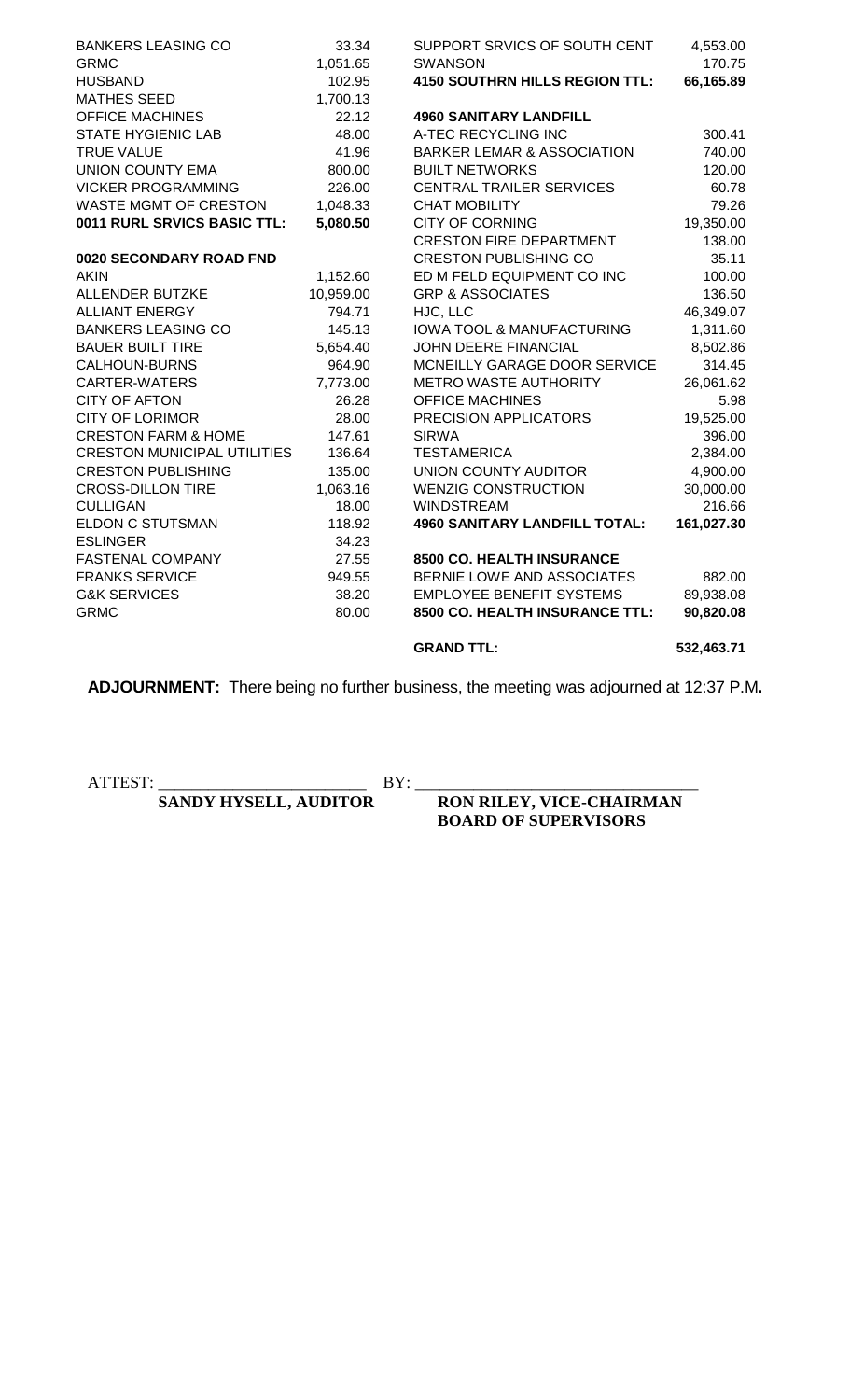| | |
|---|---|
| BANKERS LEASING CO | 33.34 |
| GRMC | 1,051.65 |
| HUSBAND | 102.95 |
| MATHES SEED | 1,700.13 |
| OFFICE MACHINES | 22.12 |
| STATE HYGIENIC LAB | 48.00 |
| TRUE VALUE | 41.96 |
| UNION COUNTY EMA | 800.00 |
| VICKER PROGRAMMING | 226.00 |
| WASTE MGMT OF CRESTON | 1,048.33 |
| **0011 RURL SRVICS BASIC TTL:** | **5,080.50** |
| | |
| **0020 SECONDARY ROAD FND** | |
| AKIN | 1,152.60 |
| ALLENDER BUTZKE | 10,959.00 |
| ALLIANT ENERGY | 794.71 |
| BANKERS LEASING CO | 145.13 |
| BAUER BUILT TIRE | 5,654.40 |
| CALHOUN-BURNS | 964.90 |
| CARTER-WATERS | 7,773.00 |
| CITY OF AFTON | 26.28 |
| CITY OF LORIMOR | 28.00 |
| CRESTON FARM & HOME | 147.61 |
| CRESTON MUNICIPAL UTILITIES | 136.64 |
| CRESTON PUBLISHING | 135.00 |
| CROSS-DILLON TIRE | 1,063.16 |
| CULLIGAN | 18.00 |
| ELDON C STUTSMAN | 118.92 |
| ESLINGER | 34.23 |
| FASTENAL COMPANY | 27.55 |
| FRANKS SERVICE | 949.55 |
| G&K SERVICES | 38.20 |
| GRMC | 80.00 |
| SUPPORT SRVICS OF SOUTH CENT | 4,553.00 |
| SWANSON | 170.75 |
| **4150 SOUTHRN HILLS REGION TTL:** | **66,165.89** |
| | |
| **4960 SANITARY LANDFILL** | |
| A-TEC RECYCLING INC | 300.41 |
| BARKER LEMAR & ASSOCIATION | 740.00 |
| BUILT NETWORKS | 120.00 |
| CENTRAL TRAILER SERVICES | 60.78 |
| CHAT MOBILITY | 79.26 |
| CITY OF CORNING | 19,350.00 |
| CRESTON FIRE DEPARTMENT | 138.00 |
| CRESTON PUBLISHING CO | 35.11 |
| ED M FELD EQUIPMENT CO INC | 100.00 |
| GRP & ASSOCIATES | 136.50 |
| HJC, LLC | 46,349.07 |
| IOWA TOOL & MANUFACTURING | 1,311.60 |
| JOHN DEERE FINANCIAL | 8,502.86 |
| MCNEILLY GARAGE DOOR SERVICE | 314.45 |
| METRO WASTE AUTHORITY | 26,061.62 |
| OFFICE MACHINES | 5.98 |
| PRECISION APPLICATORS | 19,525.00 |
| SIRWA | 396.00 |
| TESTAMERICA | 2,384.00 |
| UNION COUNTY AUDITOR | 4,900.00 |
| WENZIG CONSTRUCTION | 30,000.00 |
| WINDSTREAM | 216.66 |
| **4960 SANITARY LANDFILL TOTAL:** | **161,027.30** |
| | |
| **8500 CO. HEALTH INSURANCE** | |
| BERNIE LOWE AND ASSOCIATES | 882.00 |
| EMPLOYEE BENEFIT SYSTEMS | 89,938.08 |
| **8500 CO. HEALTH INSURANCE TTL:** | **90,820.08** |
| | |
| **GRAND TTL:** | **532,463.71** |

**ADJOURNMENT:** There being no further business, the meeting was adjourned at 12:37 P.M**.**

ATTEST: ________________________ BY: ________________________________

**SANDY HYSELL, AUDITOR** **RON RILEY, VICE-CHAIRMAN**
**BOARD OF SUPERVISORS**